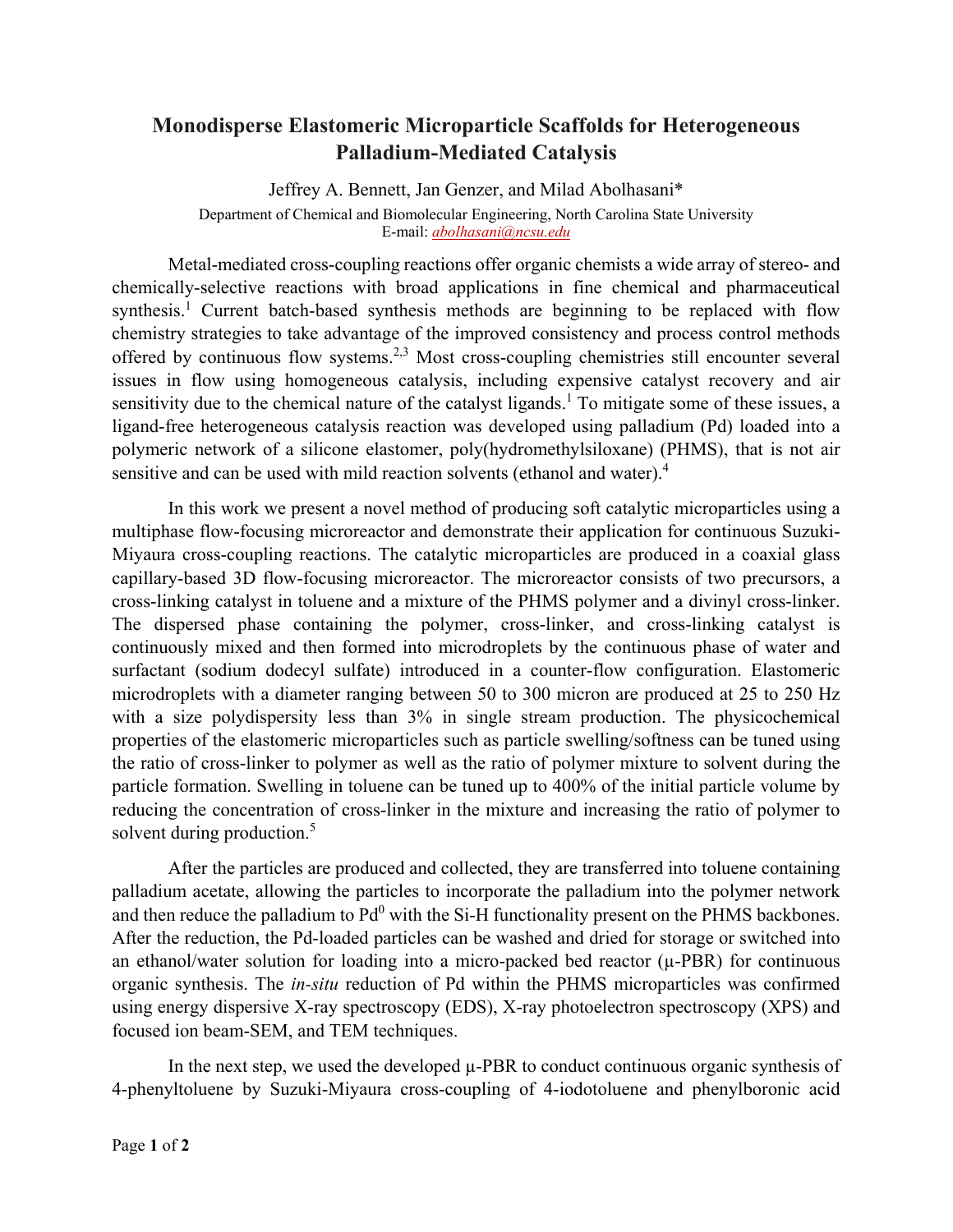# Monodisperse Elastomeric Microparticle Scaffolds for Heterogeneous Palladium-Mediated Catalysis

Jeffrey A. Bennett, Jan Genzer, and Milad Abolhasani*

Department of Chemical and Biomolecular Engineering, North Carolina State University
E-mail: abolhasani@ncsu.edu

Metal-mediated cross-coupling reactions offer organic chemists a wide array of stereo- and chemically-selective reactions with broad applications in fine chemical and pharmaceutical synthesis.[1] Current batch-based synthesis methods are beginning to be replaced with flow chemistry strategies to take advantage of the improved consistency and process control methods offered by continuous flow systems.[2,3] Most cross-coupling chemistries still encounter several issues in flow using homogeneous catalysis, including expensive catalyst recovery and air sensitivity due to the chemical nature of the catalyst ligands.[1] To mitigate some of these issues, a ligand-free heterogeneous catalysis reaction was developed using palladium (Pd) loaded into a polymeric network of a silicone elastomer, poly(hydromethylsiloxane) (PHMS), that is not air sensitive and can be used with mild reaction solvents (ethanol and water).[4]

In this work we present a novel method of producing soft catalytic microparticles using a multiphase flow-focusing microreactor and demonstrate their application for continuous Suzuki-Miyaura cross-coupling reactions. The catalytic microparticles are produced in a coaxial glass capillary-based 3D flow-focusing microreactor. The microreactor consists of two precursors, a cross-linking catalyst in toluene and a mixture of the PHMS polymer and a divinyl cross-linker. The dispersed phase containing the polymer, cross-linker, and cross-linking catalyst is continuously mixed and then formed into microdroplets by the continuous phase of water and surfactant (sodium dodecyl sulfate) introduced in a counter-flow configuration. Elastomeric microdroplets with a diameter ranging between 50 to 300 micron are produced at 25 to 250 Hz with a size polydispersity less than 3% in single stream production. The physicochemical properties of the elastomeric microparticles such as particle swelling/softness can be tuned using the ratio of cross-linker to polymer as well as the ratio of polymer mixture to solvent during the particle formation. Swelling in toluene can be tuned up to 400% of the initial particle volume by reducing the concentration of cross-linker in the mixture and increasing the ratio of polymer to solvent during production.[5]

After the particles are produced and collected, they are transferred into toluene containing palladium acetate, allowing the particles to incorporate the palladium into the polymer network and then reduce the palladium to $Pd^0$ with the Si-H functionality present on the PHMS backbones. After the reduction, the Pd-loaded particles can be washed and dried for storage or switched into an ethanol/water solution for loading into a micro-packed bed reactor (μ-PBR) for continuous organic synthesis. The *in-situ* reduction of Pd within the PHMS microparticles was confirmed using energy dispersive X-ray spectroscopy (EDS), X-ray photoelectron spectroscopy (XPS) and focused ion beam-SEM, and TEM techniques.

In the next step, we used the developed μ-PBR to conduct continuous organic synthesis of 4-phenyltoluene by Suzuki-Miyaura cross-coupling of 4-iodotoluene and phenylboronic acid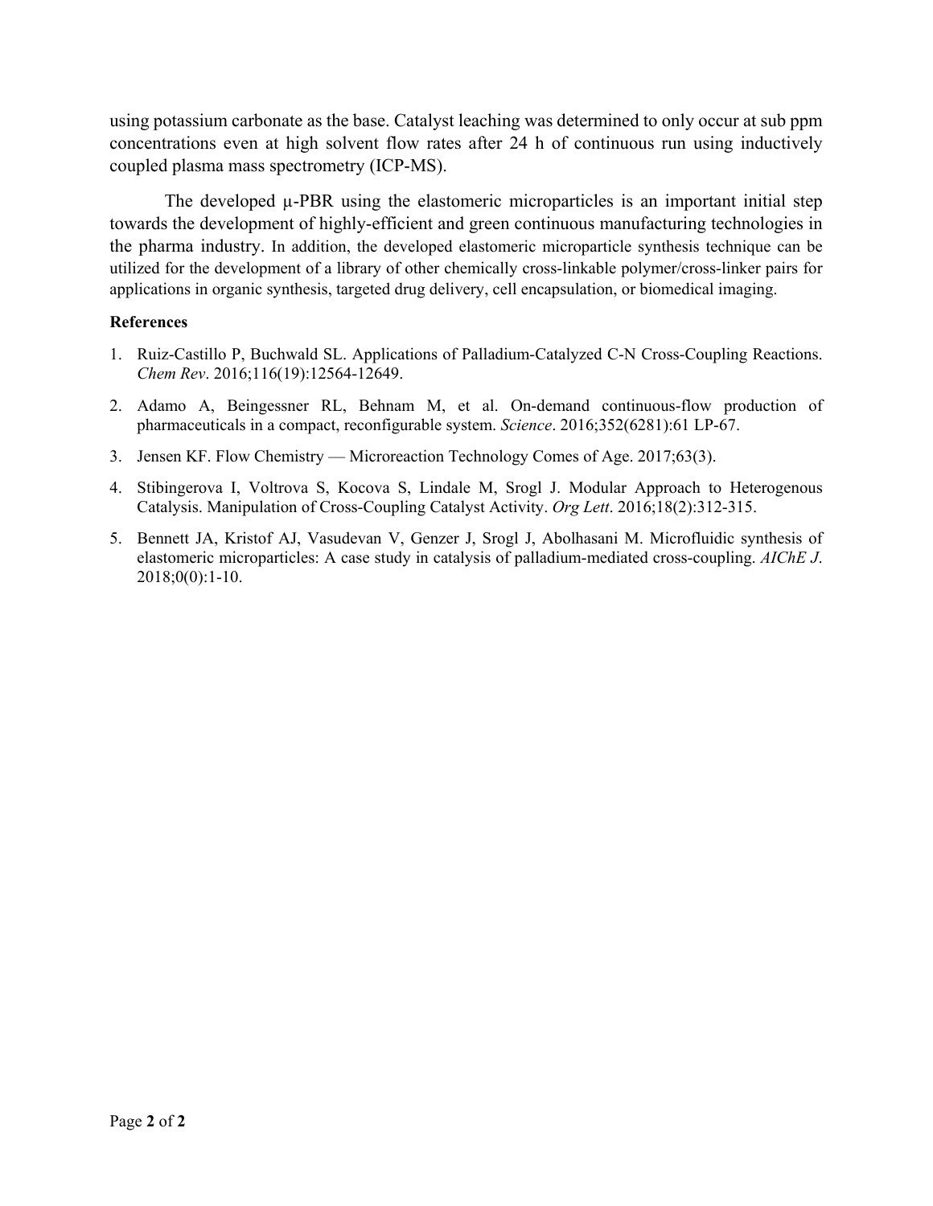using potassium carbonate as the base. Catalyst leaching was determined to only occur at sub ppm concentrations even at high solvent flow rates after 24 h of continuous run using inductively coupled plasma mass spectrometry (ICP-MS).

The developed µ-PBR using the elastomeric microparticles is an important initial step towards the development of highly-efficient and green continuous manufacturing technologies in the pharma industry. In addition, the developed elastomeric microparticle synthesis technique can be utilized for the development of a library of other chemically cross-linkable polymer/cross-linker pairs for applications in organic synthesis, targeted drug delivery, cell encapsulation, or biomedical imaging.

**References**

1. Ruiz-Castillo P, Buchwald SL. Applications of Palladium-Catalyzed C-N Cross-Coupling Reactions. *Chem Rev*. 2016;116(19):12564-12649.
2. Adamo A, Beingessner RL, Behnam M, et al. On-demand continuous-flow production of pharmaceuticals in a compact, reconfigurable system. *Science*. 2016;352(6281):61 LP-67.
3. Jensen KF. Flow Chemistry — Microreaction Technology Comes of Age. 2017;63(3).
4. Stibingerova I, Voltrova S, Kocova S, Lindale M, Srogl J. Modular Approach to Heterogenous Catalysis. Manipulation of Cross-Coupling Catalyst Activity. *Org Lett*. 2016;18(2):312-315.
5. Bennett JA, Kristof AJ, Vasudevan V, Genzer J, Srogl J, Abolhasani M. Microfluidic synthesis of elastomeric microparticles: A case study in catalysis of palladium-mediated cross-coupling. *AIChE J*. 2018;0(0):1-10.